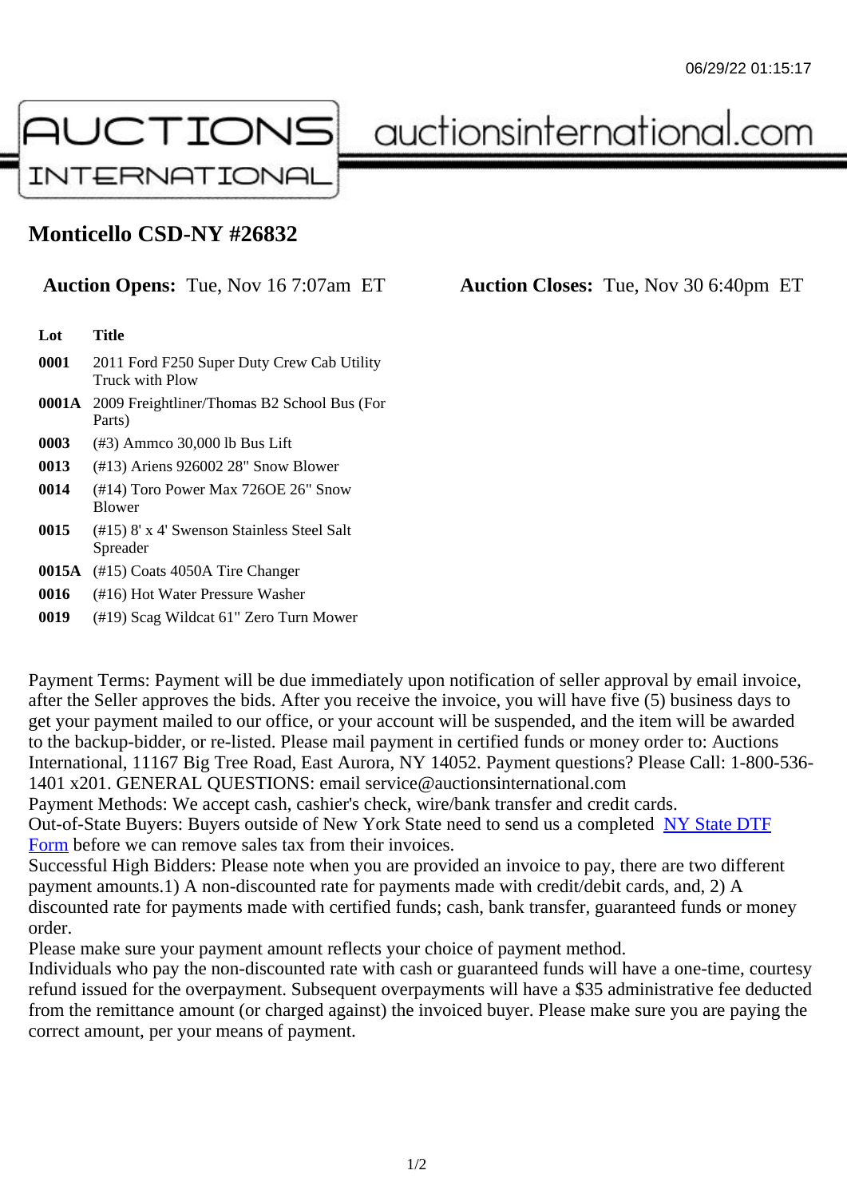# Monticello CSD-NY #26832

**Auction Opens:** Tue, Nov 16 7:07am ET **Auction Closes:** Tue, Nov 30 6:40pm ET

| Lot | Title |
|---|---|
| 0001 | 2011 Ford F250 Super Duty Crew Cab Utility Truck with Plow |
| 0001A | 2009 Freightliner/Thomas B2 School Bus (For Parts) |
| 0003 | (#3) Ammco 30,000 lb Bus Lift |
| 0013 | (#13) Ariens 926002 28" Snow Blower |
| 0014 | (#14) Toro Power Max 726OE 26" Snow Blower |
| 0015 | (#15) 8' x 4' Swenson Stainless Steel Salt Spreader |
| 0015A | (#15) Coats 4050A Tire Changer |
| 0016 | (#16) Hot Water Pressure Washer |
| 0019 | (#19) Scag Wildcat 61" Zero Turn Mower |

Payment Terms: Payment will be due immediately upon notification of seller approval by email invoice, after the Seller approves the bids. After you receive the invoice, you will have five (5) business days to get your payment mailed to our office, or your account will be suspended, and the item will be awarded to the backup-bidder, or re-listed. Please mail payment in certified funds or money order to: Auctions International, 11167 Big Tree Road, East Aurora, NY 14052. Payment questions? Please Call: 1-800-536-1401 x201. GENERAL QUESTIONS: email service@auctionsinternational.com
Payment Methods: We accept cash, cashier's check, wire/bank transfer and credit cards.
Out-of-State Buyers: Buyers outside of New York State need to send us a completed NY State DTF Form before we can remove sales tax from their invoices.
Successful High Bidders: Please note when you are provided an invoice to pay, there are two different payment amounts.1) A non-discounted rate for payments made with credit/debit cards, and, 2) A discounted rate for payments made with certified funds; cash, bank transfer, guaranteed funds or money order.
Please make sure your payment amount reflects your choice of payment method.
Individuals who pay the non-discounted rate with cash or guaranteed funds will have a one-time, courtesy refund issued for the overpayment. Subsequent overpayments will have a $35 administrative fee deducted from the remittance amount (or charged against) the invoiced buyer. Please make sure you are paying the correct amount, per your means of payment.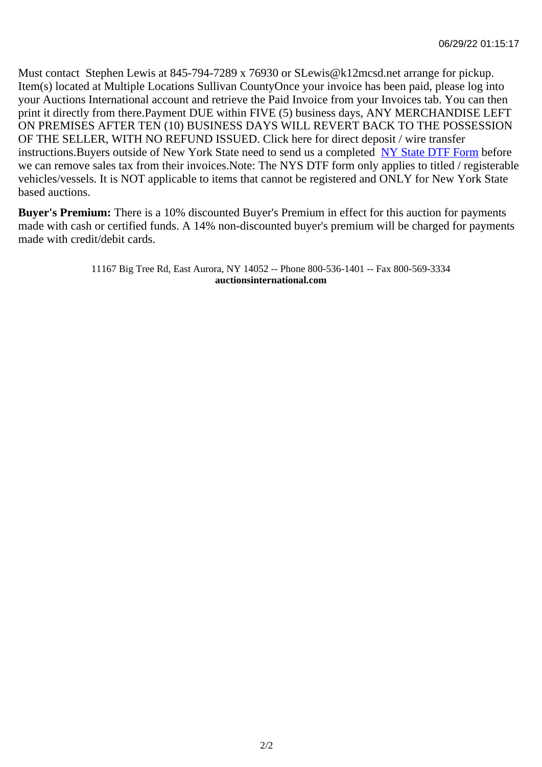Must contact Stephen Lewis at 845-794-7289 x 76930 or SLewis@k12mcsd.net arrange for pickup. Item(s) located at Multiple Locations Sullivan CountyOnce your invoice has been paid, please log into your Auctions International account and retrieve the Paid Invoice from your Invoices tab. You can then print it directly from there.Payment DUE within FIVE (5) business days, ANY MERCHANDISE LEFT ON PREMISES AFTER TEN (10) BUSINESS DAYS WILL REVERT BACK TO THE POSSESSION OF THE SELLER, WITH NO REFUND ISSUED. Click here for direct deposit / wire transfer instructions.Buyers outside of New York State need to send us a completed NY State DTF Form before we can remove sales tax from their invoices.Note: The NYS DTF form only applies to titled / registerable vehicles/vessels. It is NOT applicable to items that cannot be registered and ONLY for New York State based auctions.

**Buyer's Premium:** There is a 10% discounted Buyer's Premium in effect for this auction for payments made with cash or certified funds. A 14% non-discounted buyer's premium will be charged for payments made with credit/debit cards.

11167 Big Tree Rd, East Aurora, NY 14052 -- Phone 800-536-1401 -- Fax 800-569-3334
**auctionsinternational.com**